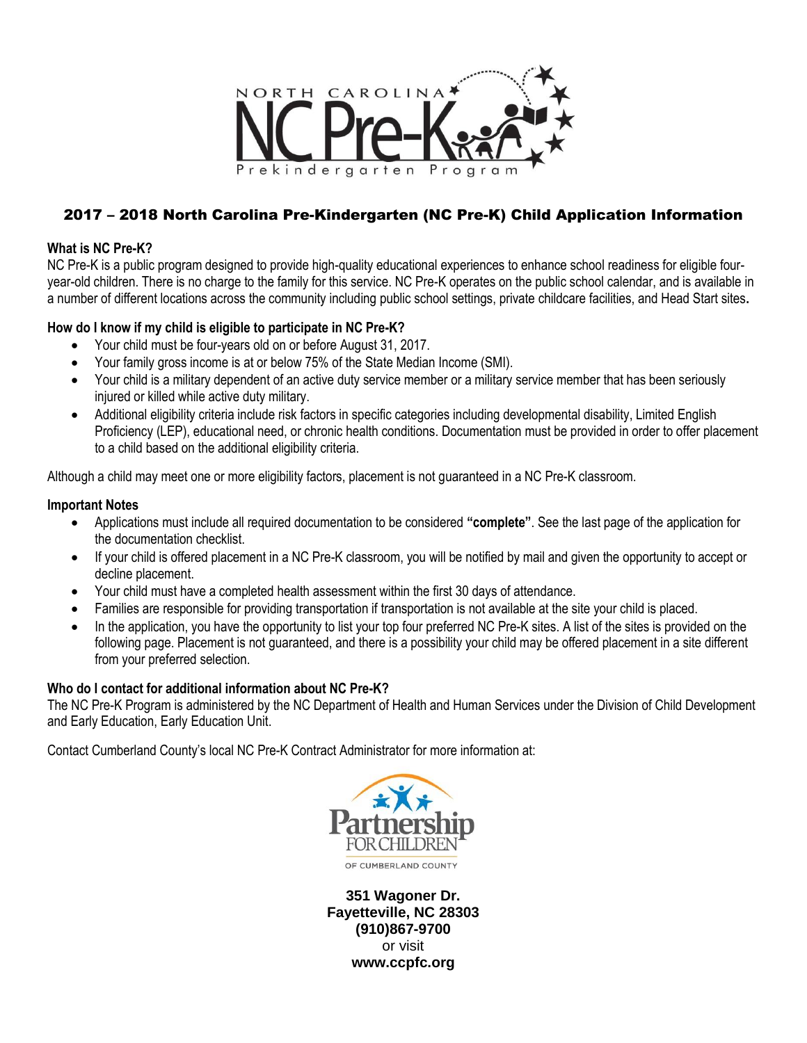# 2017 – 2018 North Carolina Pre-Kindergarten (NC Pre-K) Child Application Information

**What is NC Pre-K?**

NC Pre-K is a public program designed to provide high-quality educational experiences to enhance school readiness for eligible four-year-old children. There is no charge to the family for this service. NC Pre-K operates on the public school calendar, and is available in a number of different locations across the community including public school settings, private childcare facilities, and Head Start sites**.**

**How do I know if my child is eligible to participate in NC Pre-K?**

- Your child must be four-years old on or before August 31, 2017.
- Your family gross income is at or below 75% of the State Median Income (SMI).
- Your child is a military dependent of an active duty service member or a military service member that has been seriously injured or killed while active duty military.
- Additional eligibility criteria include risk factors in specific categories including developmental disability, Limited English Proficiency (LEP), educational need, or chronic health conditions. Documentation must be provided in order to offer placement to a child based on the additional eligibility criteria.

Although a child may meet one or more eligibility factors, placement is not guaranteed in a NC Pre-K classroom.

**Important Notes**

- Applications must include all required documentation to be considered **"complete"**. See the last page of the application for the documentation checklist.
- If your child is offered placement in a NC Pre-K classroom, you will be notified by mail and given the opportunity to accept or decline placement.
- Your child must have a completed health assessment within the first 30 days of attendance.
- Families are responsible for providing transportation if transportation is not available at the site your child is placed.
- In the application, you have the opportunity to list your top four preferred NC Pre-K sites. A list of the sites is provided on the following page. Placement is not guaranteed, and there is a possibility your child may be offered placement in a site different from your preferred selection.

**Who do I contact for additional information about NC Pre-K?**

The NC Pre-K Program is administered by the NC Department of Health and Human Services under the Division of Child Development and Early Education, Early Education Unit.

Contact Cumberland County's local NC Pre-K Contract Administrator for more information at:

Partnership for Children of Cumberland County

**351 Wagoner Dr.**
**Fayetteville, NC 28303**
**(910)867-9700**
or visit
**www.ccpfc.org**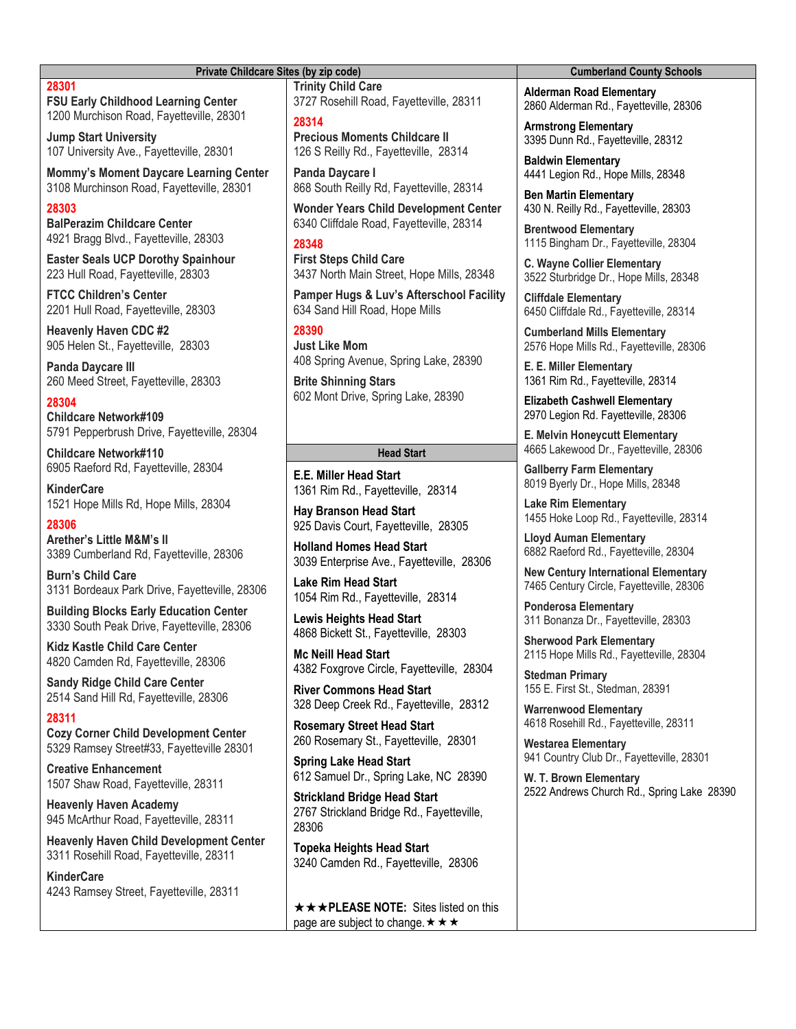## Private Childcare Sites (by zip code)

### 28301

**FSU Early Childhood Learning Center**
1200 Murchison Road, Fayetteville, 28301

**Jump Start University**
107 University Ave., Fayetteville, 28301

**Mommy's Moment Daycare Learning Center**
3108 Murchinson Road, Fayetteville, 28301

### 28303

**BalPerazim Childcare Center**
4921 Bragg Blvd., Fayetteville, 28303

**Easter Seals UCP Dorothy Spainhour**
223 Hull Road, Fayetteville, 28303

**FTCC Children's Center**
2201 Hull Road, Fayetteville, 28303

**Heavenly Haven CDC #2**
905 Helen St., Fayetteville, 28303

**Panda Daycare III**
260 Meed Street, Fayetteville, 28303

### 28304

**Childcare Network#109**
5791 Pepperbrush Drive, Fayetteville, 28304

**Childcare Network#110**
6905 Raeford Rd, Fayetteville, 28304

**KinderCare**
1521 Hope Mills Rd, Hope Mills, 28304

### 28306

**Arether's Little M&M's II**
3389 Cumberland Rd, Fayetteville, 28306

**Burn's Child Care**
3131 Bordeaux Park Drive, Fayetteville, 28306

**Building Blocks Early Education Center**
3330 South Peak Drive, Fayetteville, 28306

**Kidz Kastle Child Care Center**
4820 Camden Rd, Fayetteville, 28306

**Sandy Ridge Child Care Center**
2514 Sand Hill Rd, Fayetteville, 28306

### 28311

**Cozy Corner Child Development Center**
5329 Ramsey Street#33, Fayetteville 28301

**Creative Enhancement**
1507 Shaw Road, Fayetteville, 28311

**Heavenly Haven Academy**
945 McArthur Road, Fayetteville, 28311

**Heavenly Haven Child Development Center**
3311 Rosehill Road, Fayetteville, 28311

**KinderCare**
4243 Ramsey Street, Fayetteville, 28311

**Trinity Child Care**
3727 Rosehill Road, Fayetteville, 28311

### 28314

**Precious Moments Childcare II**
126 S Reilly Rd., Fayetteville, 28314

**Panda Daycare I**
868 South Reilly Rd, Fayetteville, 28314

**Wonder Years Child Development Center**
6340 Cliffdale Road, Fayetteville, 28314

### 28348

**First Steps Child Care**
3437 North Main Street, Hope Mills, 28348

**Pamper Hugs & Luv's Afterschool Facility**
634 Sand Hill Road, Hope Mills

### 28390

**Just Like Mom**
408 Spring Avenue, Spring Lake, 28390

**Brite Shinning Stars**
602 Mont Drive, Spring Lake, 28390

## Head Start

**E.E. Miller Head Start**
1361 Rim Rd., Fayetteville, 28314

**Hay Branson Head Start**
925 Davis Court, Fayetteville, 28305

**Holland Homes Head Start**
3039 Enterprise Ave., Fayetteville, 28306

**Lake Rim Head Start**
1054 Rim Rd., Fayetteville, 28314

**Lewis Heights Head Start**
4868 Bickett St., Fayetteville, 28303

**Mc Neill Head Start**
4382 Foxgrove Circle, Fayetteville, 28304

**River Commons Head Start**
328 Deep Creek Rd., Fayetteville, 28312

**Rosemary Street Head Start**
260 Rosemary St., Fayetteville, 28301

**Spring Lake Head Start**
612 Samuel Dr., Spring Lake, NC 28390

**Strickland Bridge Head Start**
2767 Strickland Bridge Rd., Fayetteville, 28306

**Topeka Heights Head Start**
3240 Camden Rd., Fayetteville, 28306

★★★**PLEASE NOTE:** Sites listed on this page are subject to change.★★★

## Cumberland County Schools

**Alderman Road Elementary**
2860 Alderman Rd., Fayetteville, 28306

**Armstrong Elementary**
3395 Dunn Rd., Fayetteville, 28312

**Baldwin Elementary**
4441 Legion Rd., Hope Mills, 28348

**Ben Martin Elementary**
430 N. Reilly Rd., Fayetteville, 28303

**Brentwood Elementary**
1115 Bingham Dr., Fayetteville, 28304

**C. Wayne Collier Elementary**
3522 Sturbridge Dr., Hope Mills, 28348

**Cliffdale Elementary**
6450 Cliffdale Rd., Fayetteville, 28314

**Cumberland Mills Elementary**
2576 Hope Mills Rd., Fayetteville, 28306

**E. E. Miller Elementary**
1361 Rim Rd., Fayetteville, 28314

**Elizabeth Cashwell Elementary**
2970 Legion Rd. Fayetteville, 28306

**E. Melvin Honeycutt Elementary**
4665 Lakewood Dr., Fayetteville, 28306

**Gallberry Farm Elementary**
8019 Byerly Dr., Hope Mills, 28348

**Lake Rim Elementary**
1455 Hoke Loop Rd., Fayetteville, 28314

**Lloyd Auman Elementary**
6882 Raeford Rd., Fayetteville, 28304

**New Century International Elementary**
7465 Century Circle, Fayetteville, 28306

**Ponderosa Elementary**
311 Bonanza Dr., Fayetteville, 28303

**Sherwood Park Elementary**
2115 Hope Mills Rd., Fayetteville, 28304

**Stedman Primary**
155 E. First St., Stedman, 28391

**Warrenwood Elementary**
4618 Rosehill Rd., Fayetteville, 28311

**Westarea Elementary**
941 Country Club Dr., Fayetteville, 28301

**W. T. Brown Elementary**
2522 Andrews Church Rd., Spring Lake 28390